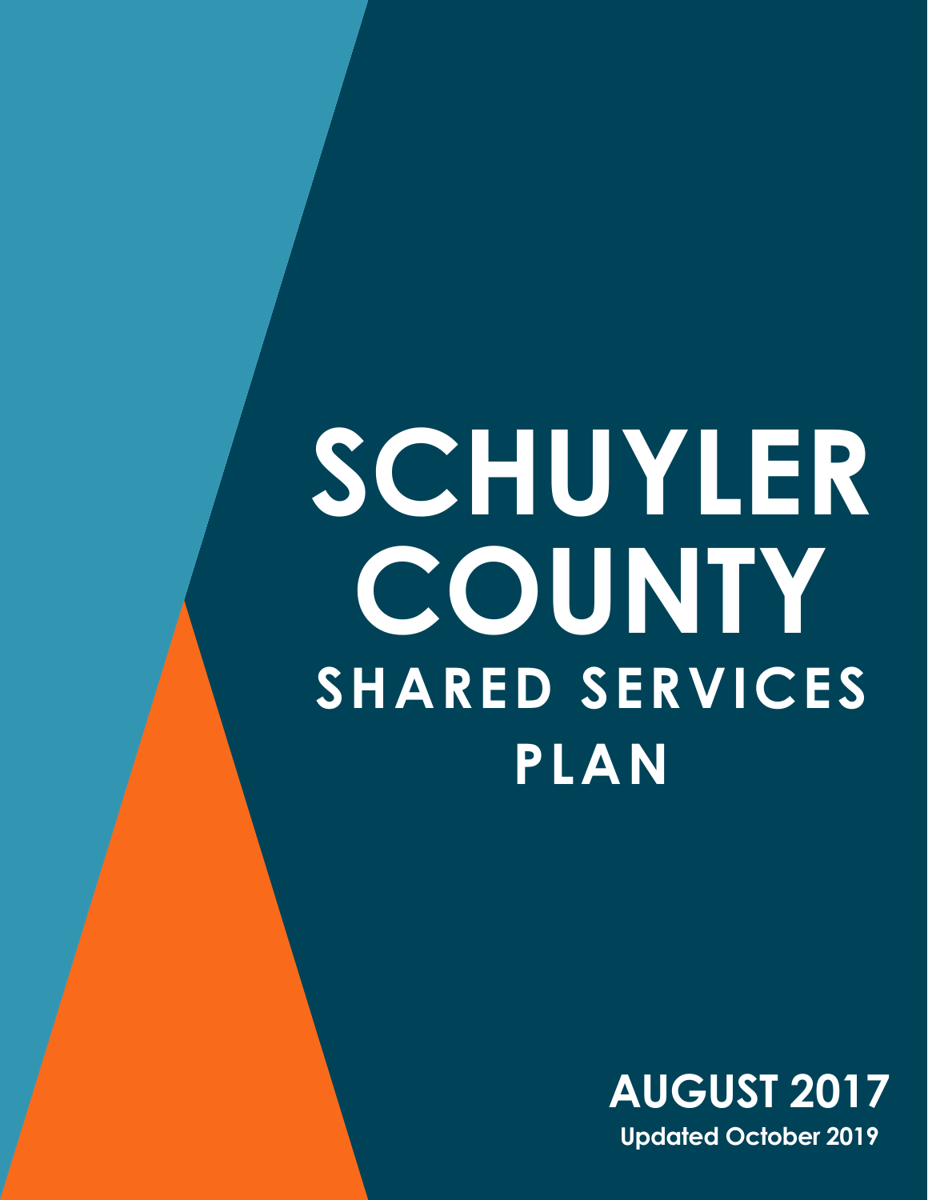# SCHUYLER COUNTY

## SHARED SERVICES PLAN

**AUGUST 2017**

**Updated October 2019**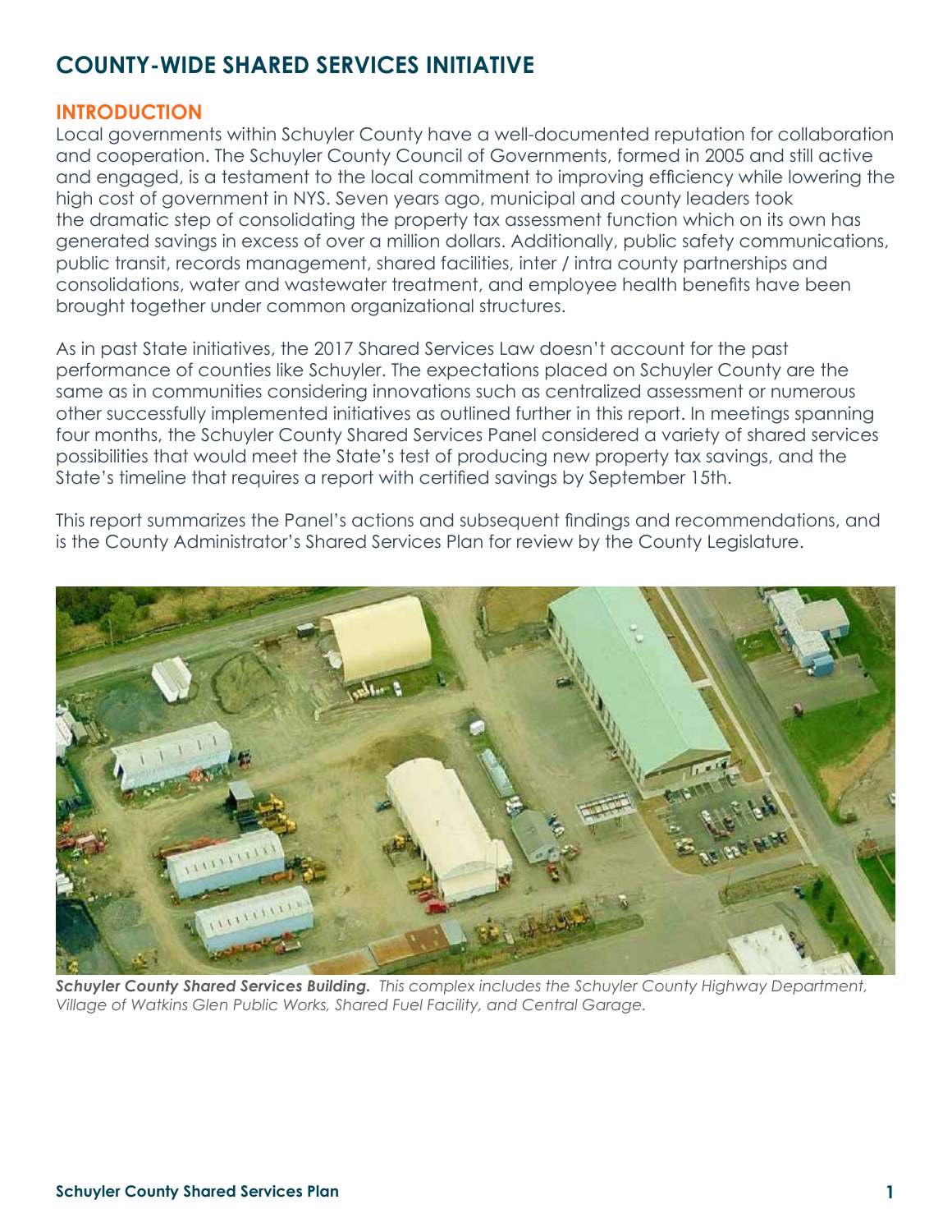# COUNTY-WIDE SHARED SERVICES INITIATIVE

## INTRODUCTION

Local governments within Schuyler County have a well-documented reputation for collaboration and cooperation. The Schuyler County Council of Governments, formed in 2005 and still active and engaged, is a testament to the local commitment to improving efficiency while lowering the high cost of government in NYS. Seven years ago, municipal and county leaders took the dramatic step of consolidating the property tax assessment function which on its own has generated savings in excess of over a million dollars. Additionally, public safety communications, public transit, records management, shared facilities, inter / intra county partnerships and consolidations, water and wastewater treatment, and employee health benefits have been brought together under common organizational structures.

As in past State initiatives, the 2017 Shared Services Law doesn't account for the past performance of counties like Schuyler. The expectations placed on Schuyler County are the same as in communities considering innovations such as centralized assessment or numerous other successfully implemented initiatives as outlined further in this report. In meetings spanning four months, the Schuyler County Shared Services Panel considered a variety of shared services possibilities that would meet the State's test of producing new property tax savings, and the State's timeline that requires a report with certified savings by September 15th.

This report summarizes the Panel's actions and subsequent findings and recommendations, and is the County Administrator's Shared Services Plan for review by the County Legislature.

***Schuyler County Shared Services Building.*** *This complex includes the Schuyler County Highway Department, Village of Watkins Glen Public Works, Shared Fuel Facility, and Central Garage.*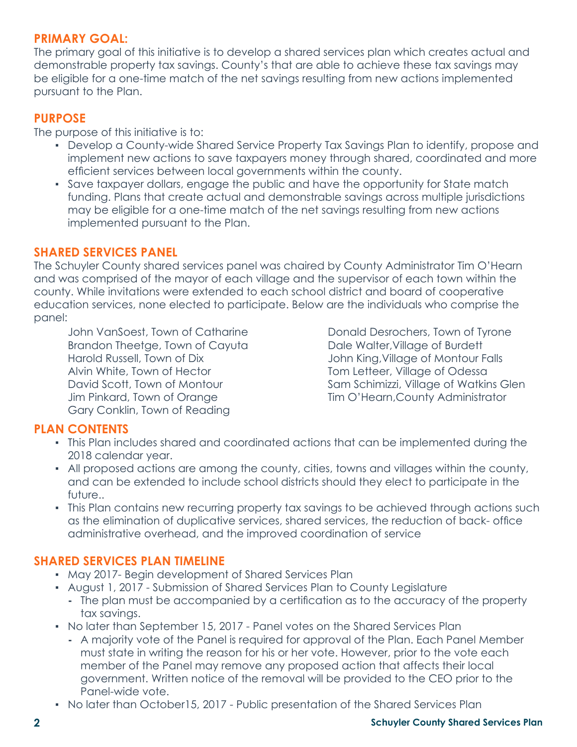## PRIMARY GOAL:

The primary goal of this initiative is to develop a shared services plan which creates actual and demonstrable property tax savings. County's that are able to achieve these tax savings may be eligible for a one-time match of the net savings resulting from new actions implemented pursuant to the Plan.

## PURPOSE

The purpose of this initiative is to:

- Develop a County-wide Shared Service Property Tax Savings Plan to identify, propose and implement new actions to save taxpayers money through shared, coordinated and more efficient services between local governments within the county.
- Save taxpayer dollars, engage the public and have the opportunity for State match funding. Plans that create actual and demonstrable savings across multiple jurisdictions may be eligible for a one-time match of the net savings resulting from new actions implemented pursuant to the Plan.

## SHARED SERVICES PANEL

The Schuyler County shared services panel was chaired by County Administrator Tim O'Hearn and was comprised of the mayor of each village and the supervisor of each town within the county. While invitations were extended to each school district and board of cooperative education services, none elected to participate. Below are the individuals who comprise the panel:

John VanSoest, Town of Catharine
Brandon Theetge, Town of Cayuta
Harold Russell, Town of Dix
Alvin White, Town of Hector
David Scott, Town of Montour
Jim Pinkard, Town of Orange
Gary Conklin, Town of Reading
Donald Desrochers, Town of Tyrone
Dale Walter,Village of Burdett
John King,Village of Montour Falls
Tom Letteer, Village of Odessa
Sam Schimizzi, Village of Watkins Glen
Tim O'Hearn,County Administrator

## PLAN CONTENTS

- This Plan includes shared and coordinated actions that can be implemented during the 2018 calendar year.
- All proposed actions are among the county, cities, towns and villages within the county, and can be extended to include school districts should they elect to participate in the future..
- This Plan contains new recurring property tax savings to be achieved through actions such as the elimination of duplicative services, shared services, the reduction of back- office administrative overhead, and the improved coordination of service

## SHARED SERVICES PLAN TIMELINE

- May 2017- Begin development of Shared Services Plan
- August 1, 2017 - Submission of Shared Services Plan to County Legislature
  - The plan must be accompanied by a certification as to the accuracy of the property tax savings.
- No later than September 15, 2017 - Panel votes on the Shared Services Plan
  - A majority vote of the Panel is required for approval of the Plan. Each Panel Member must state in writing the reason for his or her vote. However, prior to the vote each member of the Panel may remove any proposed action that affects their local government. Written notice of the removal will be provided to the CEO prior to the Panel-wide vote.
- No later than October15, 2017 - Public presentation of the Shared Services Plan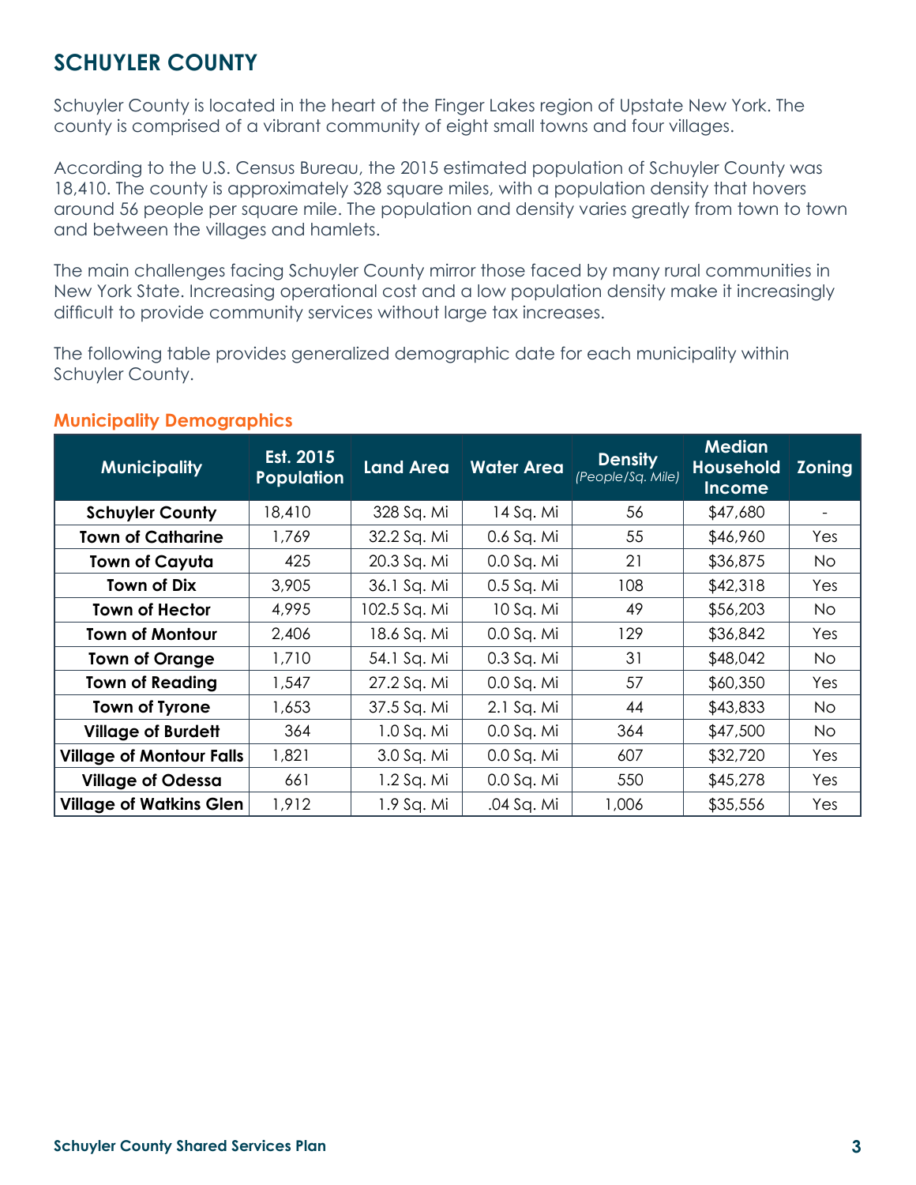# SCHUYLER COUNTY

Schuyler County is located in the heart of the Finger Lakes region of Upstate New York. The county is comprised of a vibrant community of eight small towns and four villages.

According to the U.S. Census Bureau, the 2015 estimated population of Schuyler County was 18,410. The county is approximately 328 square miles, with a population density that hovers around 56 people per square mile. The population and density varies greatly from town to town and between the villages and hamlets.

The main challenges facing Schuyler County mirror those faced by many rural communities in New York State. Increasing operational cost and a low population density make it increasingly difficult to provide community services without large tax increases.

The following table provides generalized demographic date for each municipality within Schuyler County.

## Municipality Demographics

| Municipality | Est. 2015 Population | Land Area | Water Area | Density *(People/Sq. Mile)* | Median Household Income | Zoning |
|---|---|---|---|---|---|---|
| **Schuyler County** | 18,410 | 328 Sq. Mi | 14 Sq. Mi | 56 | $47,680 | - |
| **Town of Catharine** | 1,769 | 32.2 Sq. Mi | 0.6 Sq. Mi | 55 | $46,960 | Yes |
| **Town of Cayuta** | 425 | 20.3 Sq. Mi | 0.0 Sq. Mi | 21 | $36,875 | No |
| **Town of Dix** | 3,905 | 36.1 Sq. Mi | 0.5 Sq. Mi | 108 | $42,318 | Yes |
| **Town of Hector** | 4,995 | 102.5 Sq. Mi | 10 Sq. Mi | 49 | $56,203 | No |
| **Town of Montour** | 2,406 | 18.6 Sq. Mi | 0.0 Sq. Mi | 129 | $36,842 | Yes |
| **Town of Orange** | 1,710 | 54.1 Sq. Mi | 0.3 Sq. Mi | 31 | $48,042 | No |
| **Town of Reading** | 1,547 | 27.2 Sq. Mi | 0.0 Sq. Mi | 57 | $60,350 | Yes |
| **Town of Tyrone** | 1,653 | 37.5 Sq. Mi | 2.1 Sq. Mi | 44 | $43,833 | No |
| **Village of Burdett** | 364 | 1.0 Sq. Mi | 0.0 Sq. Mi | 364 | $47,500 | No |
| **Village of Montour Falls** | 1,821 | 3.0 Sq. Mi | 0.0 Sq. Mi | 607 | $32,720 | Yes |
| **Village of Odessa** | 661 | 1.2 Sq. Mi | 0.0 Sq. Mi | 550 | $45,278 | Yes |
| **Village of Watkins Glen** | 1,912 | 1.9 Sq. Mi | .04 Sq. Mi | 1,006 | $35,556 | Yes |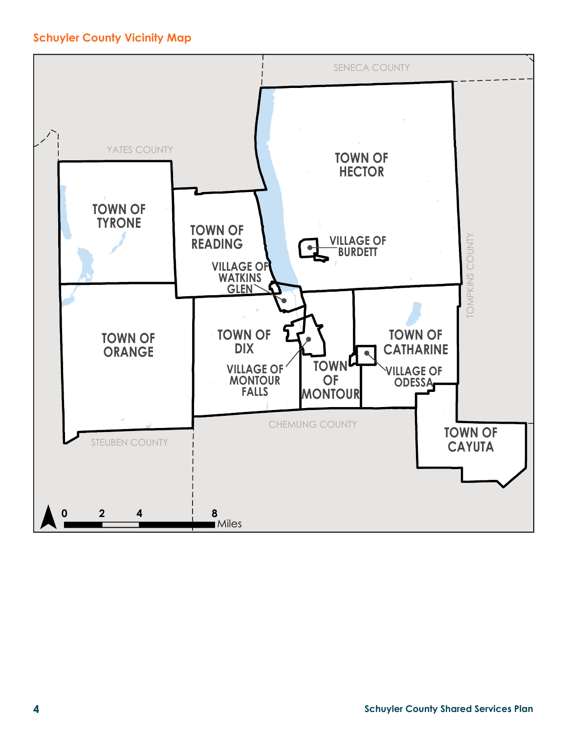## Schuyler County Vicinity Map

SENECA COUNTY

YATES COUNTY

TOWN OF HECTOR

TOWN OF TYRONE

TOWN OF READING

VILLAGE OF BURDETT

VILLAGE OF WATKINS GLEN

TOMPKINS COUNTY

TOWN OF ORANGE

TOWN OF DIX

TOWN OF CATHARINE

VILLAGE OF MONTOUR FALLS

TOWN OF MONTOUR

VILLAGE OF ODESSA

CHEMUNG COUNTY

STEUBEN COUNTY

TOWN OF CAYUTA

0 2 4 8 Miles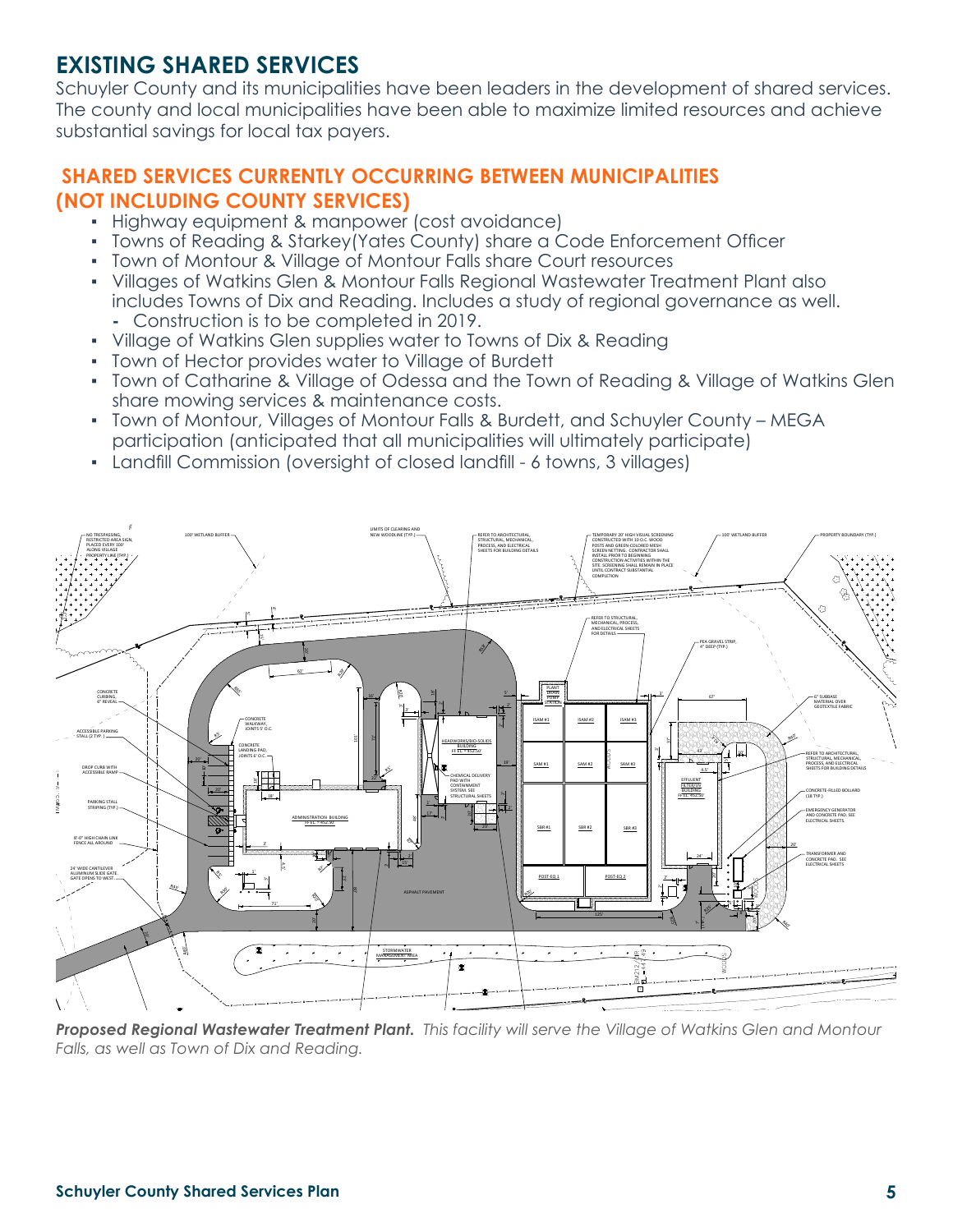# EXISTING SHARED SERVICES

Schuyler County and its municipalities have been leaders in the development of shared services. The county and local municipalities have been able to maximize limited resources and achieve substantial savings for local tax payers.

## SHARED SERVICES CURRENTLY OCCURRING BETWEEN MUNICIPALITIES (NOT INCLUDING COUNTY SERVICES)

- Highway equipment & manpower (cost avoidance)
- Towns of Reading & Starkey(Yates County) share a Code Enforcement Officer
- Town of Montour & Village of Montour Falls share Court resources
- Villages of Watkins Glen & Montour Falls Regional Wastewater Treatment Plant also includes Towns of Dix and Reading. Includes a study of regional governance as well.
  - Construction is to be completed in 2019.
- Village of Watkins Glen supplies water to Towns of Dix & Reading
- Town of Hector provides water to Village of Burdett
- Town of Catharine & Village of Odessa and the Town of Reading & Village of Watkins Glen share mowing services & maintenance costs.
- Town of Montour, Villages of Montour Falls & Burdett, and Schuyler County – MEGA participation (anticipated that all municipalities will ultimately participate)
- Landfill Commission (oversight of closed landfill - 6 towns, 3 villages)

***Proposed Regional Wastewater Treatment Plant.*** *This facility will serve the Village of Watkins Glen and Montour Falls, as well as Town of Dix and Reading.*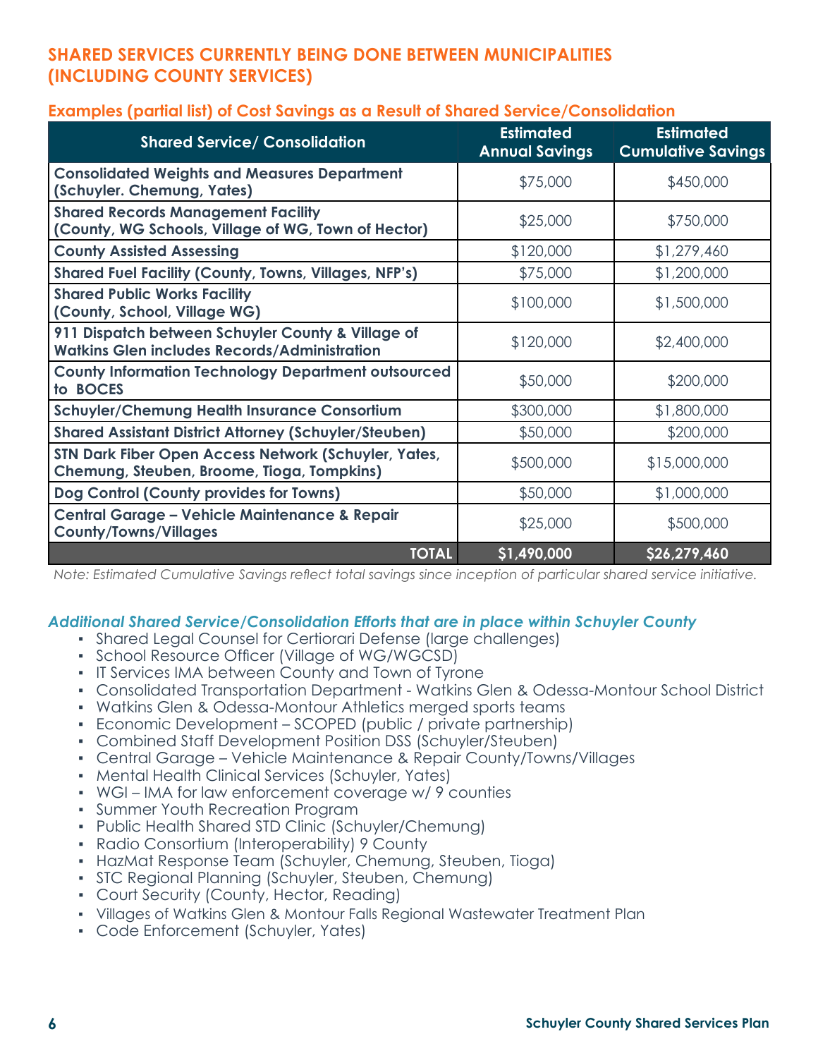## SHARED SERVICES CURRENTLY BEING DONE BETWEEN MUNICIPALITIES (INCLUDING COUNTY SERVICES)

### Examples (partial list) of Cost Savings as a Result of Shared Service/Consolidation

| Shared Service/ Consolidation | Estimated Annual Savings | Estimated Cumulative Savings |
|---|---|---|
| **Consolidated Weights and Measures Department (Schuyler. Chemung, Yates)** | $75,000 | $450,000 |
| **Shared Records Management Facility (County, WG Schools, Village of WG, Town of Hector)** | $25,000 | $750,000 |
| **County Assisted Assessing** | $120,000 | $1,279,460 |
| **Shared Fuel Facility (County, Towns, Villages, NFP's)** | $75,000 | $1,200,000 |
| **Shared Public Works Facility (County, School, Village WG)** | $100,000 | $1,500,000 |
| **911 Dispatch between Schuyler County & Village of Watkins Glen includes Records/Administration** | $120,000 | $2,400,000 |
| **County Information Technology Department outsourced to BOCES** | $50,000 | $200,000 |
| **Schuyler/Chemung Health Insurance Consortium** | $300,000 | $1,800,000 |
| **Shared Assistant District Attorney (Schuyler/Steuben)** | $50,000 | $200,000 |
| **STN Dark Fiber Open Access Network (Schuyler, Yates, Chemung, Steuben, Broome, Tioga, Tompkins)** | $500,000 | $15,000,000 |
| **Dog Control (County provides for Towns)** | $50,000 | $1,000,000 |
| **Central Garage – Vehicle Maintenance & Repair County/Towns/Villages** | $25,000 | $500,000 |
| **TOTAL** | **$1,490,000** | **$26,279,460** |

*Note: Estimated Cumulative Savings reflect total savings since inception of particular shared service initiative.*

### *Additional Shared Service/Consolidation Efforts that are in place within Schuyler County*

- Shared Legal Counsel for Certiorari Defense (large challenges)
- School Resource Officer (Village of WG/WGCSD)
- IT Services IMA between County and Town of Tyrone
- Consolidated Transportation Department - Watkins Glen & Odessa-Montour School District
- Watkins Glen & Odessa-Montour Athletics merged sports teams
- Economic Development – SCOPED (public / private partnership)
- Combined Staff Development Position DSS (Schuyler/Steuben)
- Central Garage – Vehicle Maintenance & Repair County/Towns/Villages
- Mental Health Clinical Services (Schuyler, Yates)
- WGI – IMA for law enforcement coverage w/ 9 counties
- Summer Youth Recreation Program
- Public Health Shared STD Clinic (Schuyler/Chemung)
- Radio Consortium (Interoperability) 9 County
- HazMat Response Team (Schuyler, Chemung, Steuben, Tioga)
- STC Regional Planning (Schuyler, Steuben, Chemung)
- Court Security (County, Hector, Reading)
- Villages of Watkins Glen & Montour Falls Regional Wastewater Treatment Plan
- Code Enforcement (Schuyler, Yates)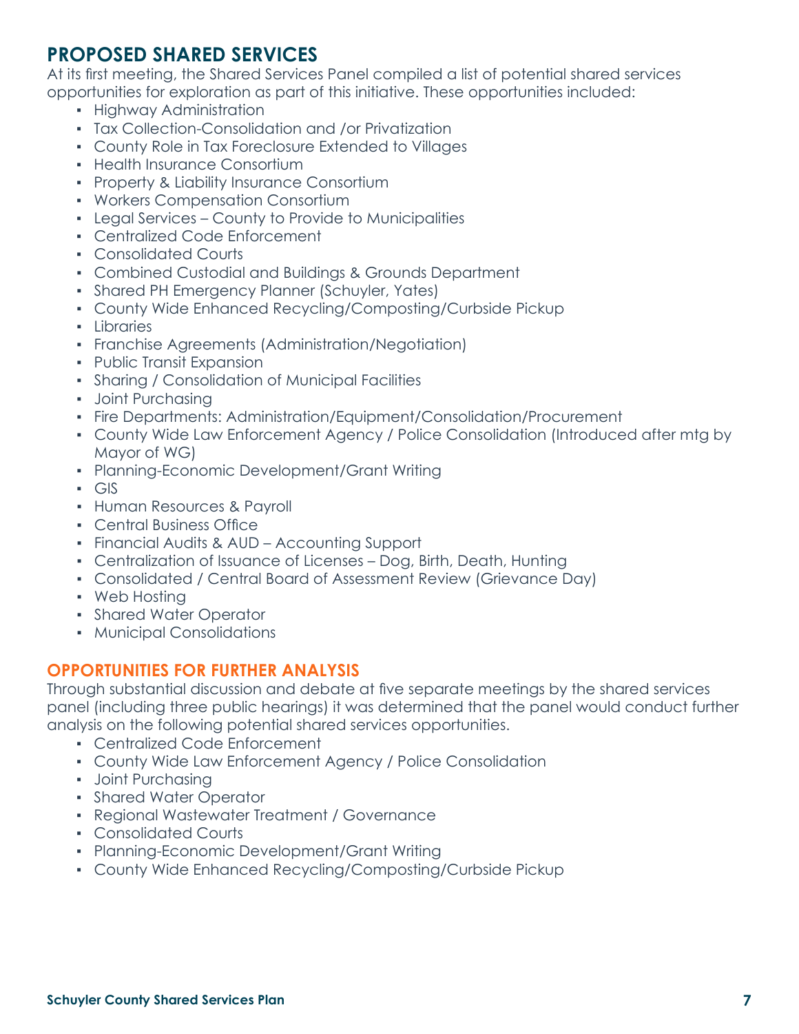## PROPOSED SHARED SERVICES

At its first meeting, the Shared Services Panel compiled a list of potential shared services opportunities for exploration as part of this initiative. These opportunities included:

- Highway Administration
- Tax Collection-Consolidation and /or Privatization
- County Role in Tax Foreclosure Extended to Villages
- Health Insurance Consortium
- Property & Liability Insurance Consortium
- Workers Compensation Consortium
- Legal Services – County to Provide to Municipalities
- Centralized Code Enforcement
- Consolidated Courts
- Combined Custodial and Buildings & Grounds Department
- Shared PH Emergency Planner (Schuyler, Yates)
- County Wide Enhanced Recycling/Composting/Curbside Pickup
- Libraries
- Franchise Agreements (Administration/Negotiation)
- Public Transit Expansion
- Sharing / Consolidation of Municipal Facilities
- Joint Purchasing
- Fire Departments: Administration/Equipment/Consolidation/Procurement
- County Wide Law Enforcement Agency / Police Consolidation (Introduced after mtg by Mayor of WG)
- Planning-Economic Development/Grant Writing
- GIS
- Human Resources & Payroll
- Central Business Office
- Financial Audits & AUD – Accounting Support
- Centralization of Issuance of Licenses – Dog, Birth, Death, Hunting
- Consolidated / Central Board of Assessment Review (Grievance Day)
- Web Hosting
- Shared Water Operator
- Municipal Consolidations

### OPPORTUNITIES FOR FURTHER ANALYSIS

Through substantial discussion and debate at five separate meetings by the shared services panel (including three public hearings) it was determined that the panel would conduct further analysis on the following potential shared services opportunities.

- Centralized Code Enforcement
- County Wide Law Enforcement Agency / Police Consolidation
- Joint Purchasing
- Shared Water Operator
- Regional Wastewater Treatment / Governance
- Consolidated Courts
- Planning-Economic Development/Grant Writing
- County Wide Enhanced Recycling/Composting/Curbside Pickup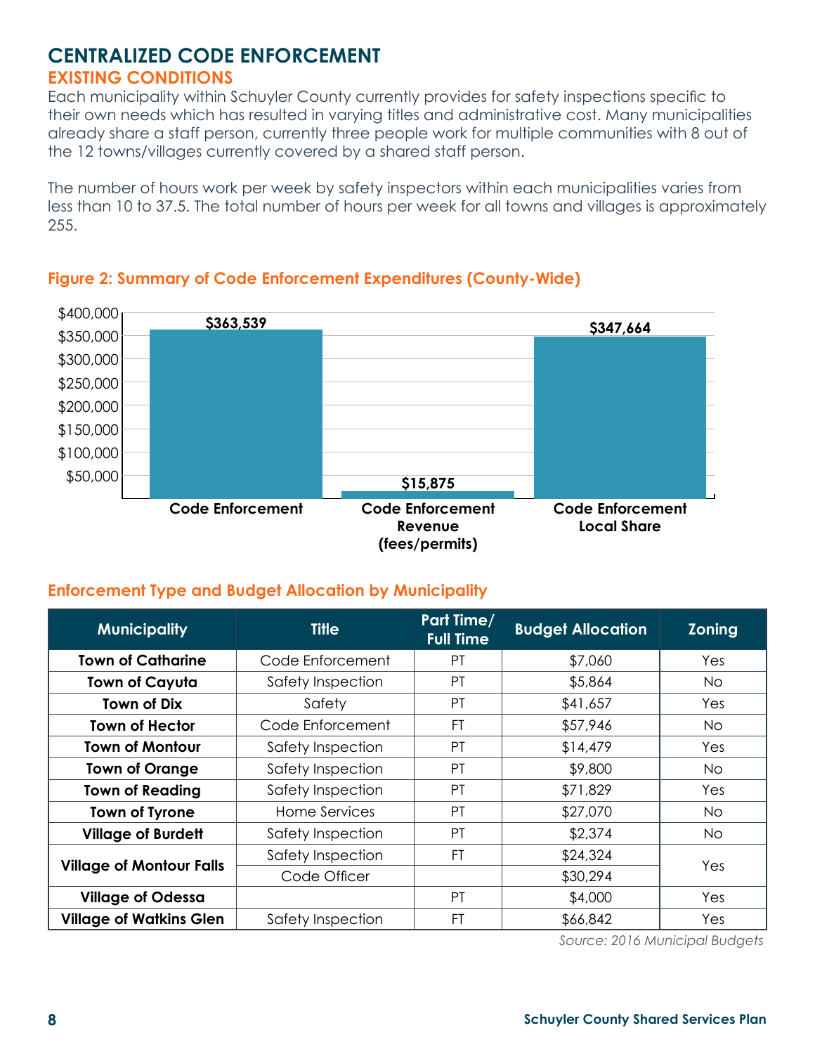# CENTRALIZED CODE ENFORCEMENT

## EXISTING CONDITIONS

Each municipality within Schuyler County currently provides for safety inspections specific to their own needs which has resulted in varying titles and administrative cost. Many municipalities already share a staff person, currently three people work for multiple communities with 8 out of the 12 towns/villages currently covered by a shared staff person.

The number of hours work per week by safety inspectors within each municipalities varies from less than 10 to 37.5. The total number of hours per week for all towns and villages is approximately 255.

### Figure 2: Summary of Code Enforcement Expenditures (County-Wide)

| Category | Amount |
|---|---|
| Code Enforcement | $363,539 |
| Code Enforcement Revenue (fees/permits) | $15,875 |
| Code Enforcement Local Share | $347,664 |

### Enforcement Type and Budget Allocation by Municipality

| Municipality | Title | Part Time/ Full Time | Budget Allocation | Zoning |
|---|---|---|---|---|
| **Town of Catharine** | Code Enforcement | PT | $7,060 | Yes |
| **Town of Cayuta** | Safety Inspection | PT | $5,864 | No |
| **Town of Dix** | Safety | PT | $41,657 | Yes |
| **Town of Hector** | Code Enforcement | FT | $57,946 | No |
| **Town of Montour** | Safety Inspection | PT | $14,479 | Yes |
| **Town of Orange** | Safety Inspection | PT | $9,800 | No |
| **Town of Reading** | Safety Inspection | PT | $71,829 | Yes |
| **Town of Tyrone** | Home Services | PT | $27,070 | No |
| **Village of Burdett** | Safety Inspection | PT | $2,374 | No |
| **Village of Montour Falls** | Safety Inspection | FT | $24,324 | Yes |
| | Code Officer | | $30,294 | |
| **Village of Odessa** | | PT | $4,000 | Yes |
| **Village of Watkins Glen** | Safety Inspection | FT | $66,842 | Yes |

*Source: 2016 Municipal Budgets*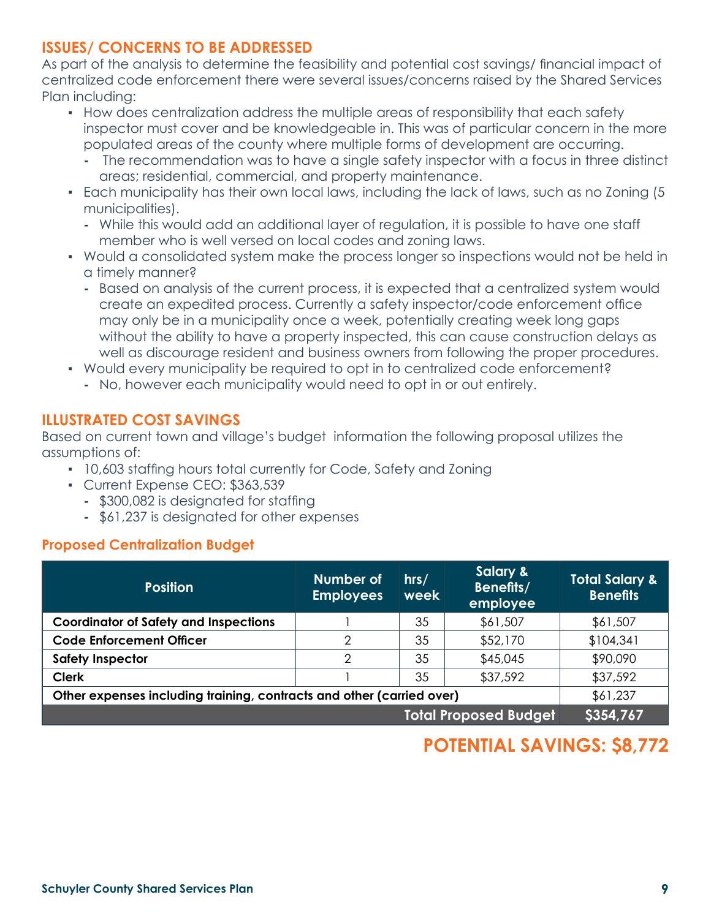## ISSUES/ CONCERNS TO BE ADDRESSED

As part of the analysis to determine the feasibility and potential cost savings/ financial impact of centralized code enforcement there were several issues/concerns raised by the Shared Services Plan including:

- How does centralization address the multiple areas of responsibility that each safety inspector must cover and be knowledgeable in. This was of particular concern in the more populated areas of the county where multiple forms of development are occurring.
  - The recommendation was to have a single safety inspector with a focus in three distinct areas; residential, commercial, and property maintenance.
- Each municipality has their own local laws, including the lack of laws, such as no Zoning (5 municipalities).
  - While this would add an additional layer of regulation, it is possible to have one staff member who is well versed on local codes and zoning laws.
- Would a consolidated system make the process longer so inspections would not be held in a timely manner?
  - Based on analysis of the current process, it is expected that a centralized system would create an expedited process. Currently a safety inspector/code enforcement office may only be in a municipality once a week, potentially creating week long gaps without the ability to have a property inspected, this can cause construction delays as well as discourage resident and business owners from following the proper procedures.
- Would every municipality be required to opt in to centralized code enforcement?
  - No, however each municipality would need to opt in or out entirely.

## ILLUSTRATED COST SAVINGS

Based on current town and village's budget information the following proposal utilizes the assumptions of:

- 10,603 staffing hours total currently for Code, Safety and Zoning
- Current Expense CEO: $363,539
  - $300,082 is designated for staffing
  - $61,237 is designated for other expenses

### Proposed Centralization Budget

| Position | Number of Employees | hrs/ week | Salary & Benefits/ employee | Total Salary & Benefits |
|---|---|---|---|---|
| **Coordinator of Safety and Inspections** | 1 | 35 | $61,507 | $61,507 |
| **Code Enforcement Officer** | 2 | 35 | $52,170 | $104,341 |
| **Safety Inspector** | 2 | 35 | $45,045 | $90,090 |
| **Clerk** | 1 | 35 | $37,592 | $37,592 |
| **Other expenses including training, contracts and other (carried over)** | | | | $61,237 |
| | | | **Total Proposed Budget** | **$354,767** |

## POTENTIAL SAVINGS: $8,772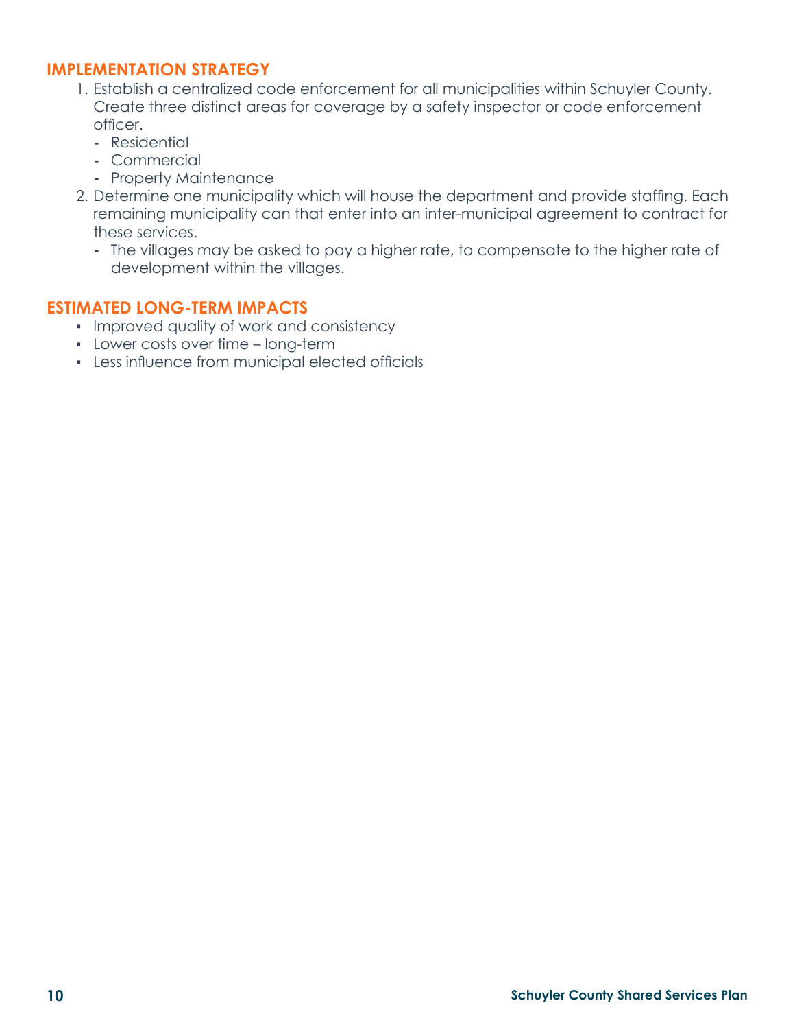### IMPLEMENTATION STRATEGY

1. Establish a centralized code enforcement for all municipalities within Schuyler County. Create three distinct areas for coverage by a safety inspector or code enforcement officer.
   - Residential
   - Commercial
   - Property Maintenance
2. Determine one municipality which will house the department and provide staffing. Each remaining municipality can that enter into an inter-municipal agreement to contract for these services.
   - The villages may be asked to pay a higher rate, to compensate to the higher rate of development within the villages.

### ESTIMATED LONG-TERM IMPACTS

- Improved quality of work and consistency
- Lower costs over time – long-term
- Less influence from municipal elected officials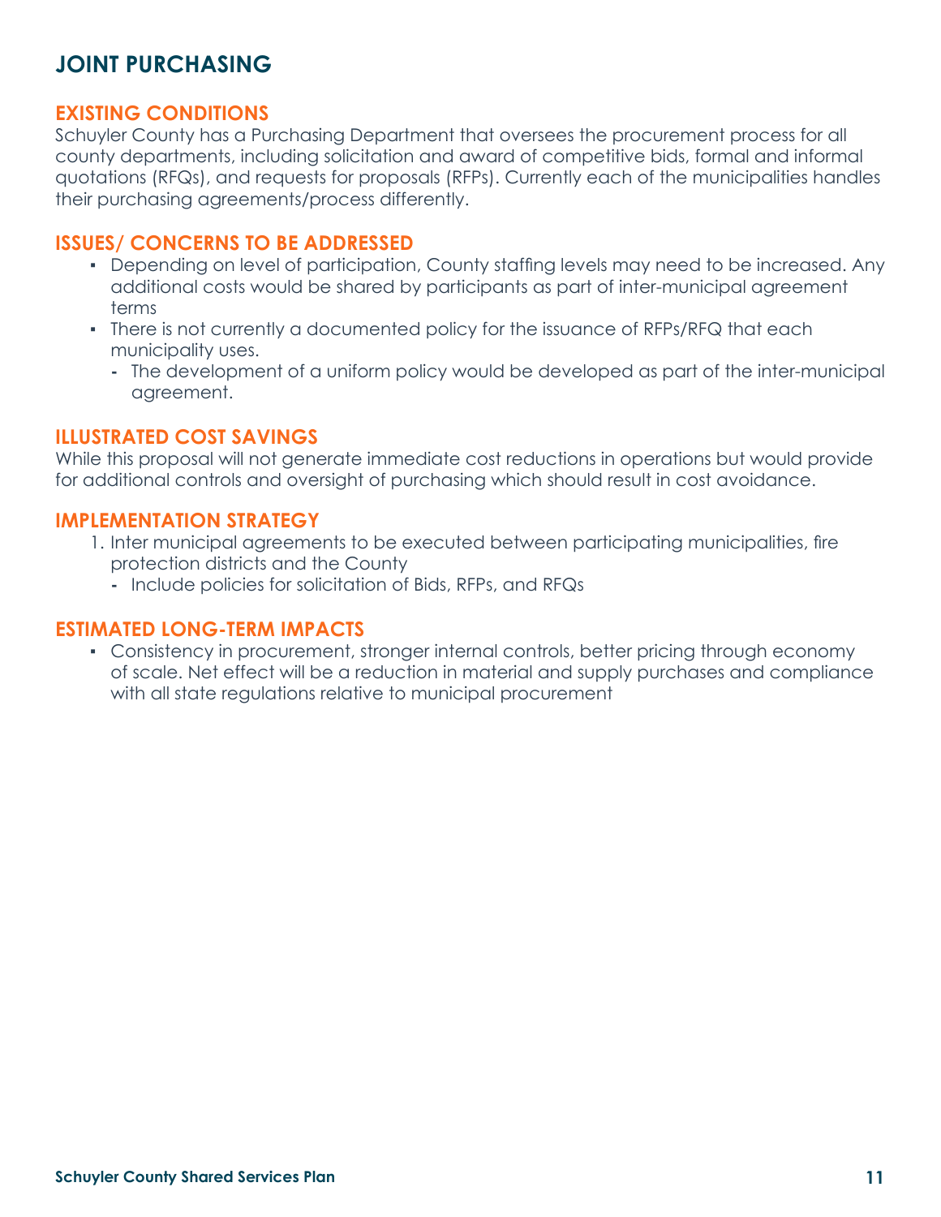# JOINT PURCHASING

## EXISTING CONDITIONS

Schuyler County has a Purchasing Department that oversees the procurement process for all county departments, including solicitation and award of competitive bids, formal and informal quotations (RFQs), and requests for proposals (RFPs). Currently each of the municipalities handles their purchasing agreements/process differently.

## ISSUES/ CONCERNS TO BE ADDRESSED

- Depending on level of participation, County staffing levels may need to be increased. Any additional costs would be shared by participants as part of inter-municipal agreement terms
- There is not currently a documented policy for the issuance of RFPs/RFQ that each municipality uses.
  - The development of a uniform policy would be developed as part of the inter-municipal agreement.

## ILLUSTRATED COST SAVINGS

While this proposal will not generate immediate cost reductions in operations but would provide for additional controls and oversight of purchasing which should result in cost avoidance.

## IMPLEMENTATION STRATEGY

1. Inter municipal agreements to be executed between participating municipalities, fire protection districts and the County
   - Include policies for solicitation of Bids, RFPs, and RFQs

## ESTIMATED LONG-TERM IMPACTS

- Consistency in procurement, stronger internal controls, better pricing through economy of scale. Net effect will be a reduction in material and supply purchases and compliance with all state regulations relative to municipal procurement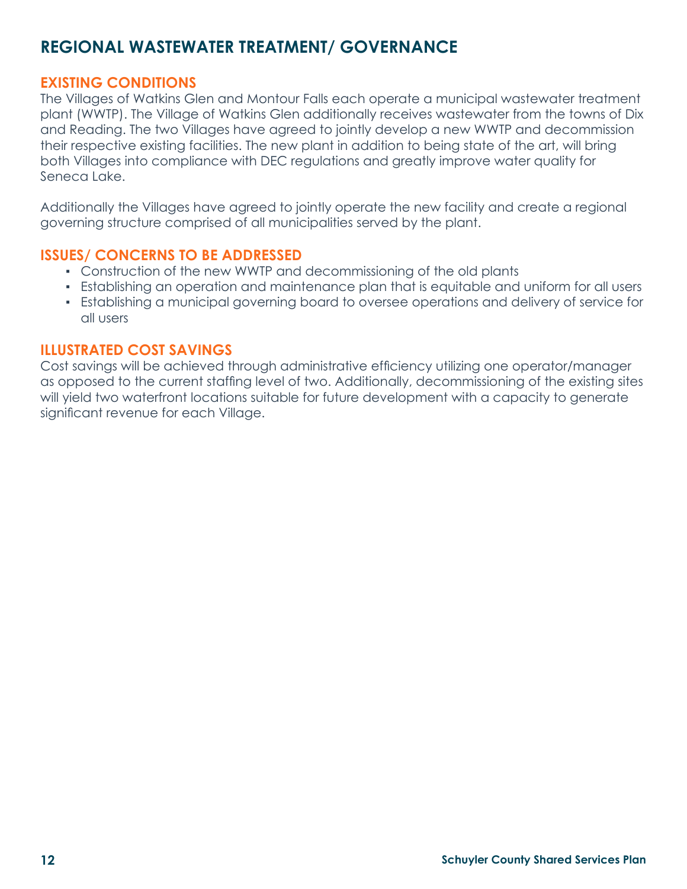## REGIONAL WASTEWATER TREATMENT/ GOVERNANCE

### EXISTING CONDITIONS

The Villages of Watkins Glen and Montour Falls each operate a municipal wastewater treatment plant (WWTP). The Village of Watkins Glen additionally receives wastewater from the towns of Dix and Reading. The two Villages have agreed to jointly develop a new WWTP and decommission their respective existing facilities. The new plant in addition to being state of the art, will bring both Villages into compliance with DEC regulations and greatly improve water quality for Seneca Lake.

Additionally the Villages have agreed to jointly operate the new facility and create a regional governing structure comprised of all municipalities served by the plant.

### ISSUES/ CONCERNS TO BE ADDRESSED

- Construction of the new WWTP and decommissioning of the old plants
- Establishing an operation and maintenance plan that is equitable and uniform for all users
- Establishing a municipal governing board to oversee operations and delivery of service for all users

### ILLUSTRATED COST SAVINGS

Cost savings will be achieved through administrative efficiency utilizing one operator/manager as opposed to the current staffing level of two. Additionally, decommissioning of the existing sites will yield two waterfront locations suitable for future development with a capacity to generate significant revenue for each Village.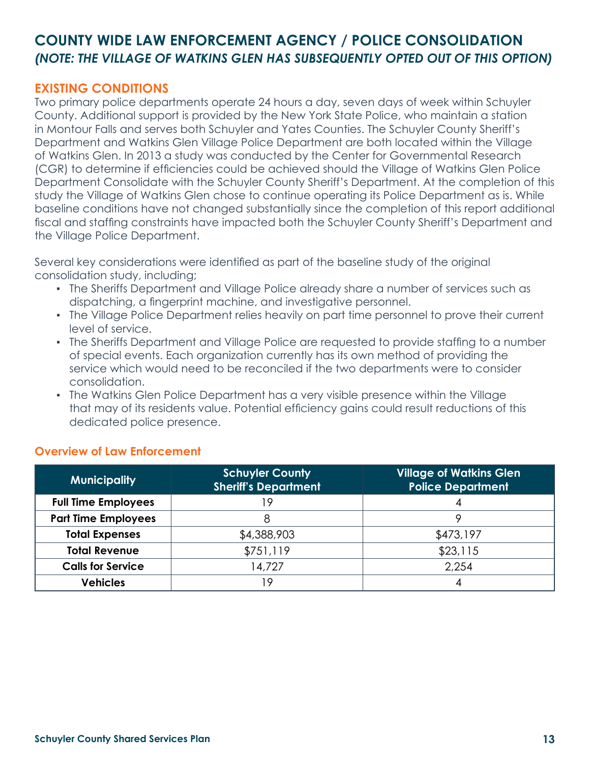## COUNTY WIDE LAW ENFORCEMENT AGENCY / POLICE CONSOLIDATION

### *(NOTE: THE VILLAGE OF WATKINS GLEN HAS SUBSEQUENTLY OPTED OUT OF THIS OPTION)*

### EXISTING CONDITIONS

Two primary police departments operate 24 hours a day, seven days of week within Schuyler County. Additional support is provided by the New York State Police, who maintain a station in Montour Falls and serves both Schuyler and Yates Counties. The Schuyler County Sheriff's Department and Watkins Glen Village Police Department are both located within the Village of Watkins Glen. In 2013 a study was conducted by the Center for Governmental Research (CGR) to determine if efficiencies could be achieved should the Village of Watkins Glen Police Department Consolidate with the Schuyler County Sheriff's Department. At the completion of this study the Village of Watkins Glen chose to continue operating its Police Department as is. While baseline conditions have not changed substantially since the completion of this report additional fiscal and staffing constraints have impacted both the Schuyler County Sheriff's Department and the Village Police Department.

Several key considerations were identified as part of the baseline study of the original consolidation study, including;

- The Sheriffs Department and Village Police already share a number of services such as dispatching, a fingerprint machine, and investigative personnel.
- The Village Police Department relies heavily on part time personnel to prove their current level of service.
- The Sheriffs Department and Village Police are requested to provide staffing to a number of special events. Each organization currently has its own method of providing the service which would need to be reconciled if the two departments were to consider consolidation.
- The Watkins Glen Police Department has a very visible presence within the Village that may of its residents value. Potential efficiency gains could result reductions of this dedicated police presence.

#### Overview of Law Enforcement

| Municipality | Schuyler County Sheriff's Department | Village of Watkins Glen Police Department |
|---|---|---|
| **Full Time Employees** | 19 | 4 |
| **Part Time Employees** | 8 | 9 |
| **Total Expenses** | $4,388,903 | $473,197 |
| **Total Revenue** | $751,119 | $23,115 |
| **Calls for Service** | 14,727 | 2,254 |
| **Vehicles** | 19 | 4 |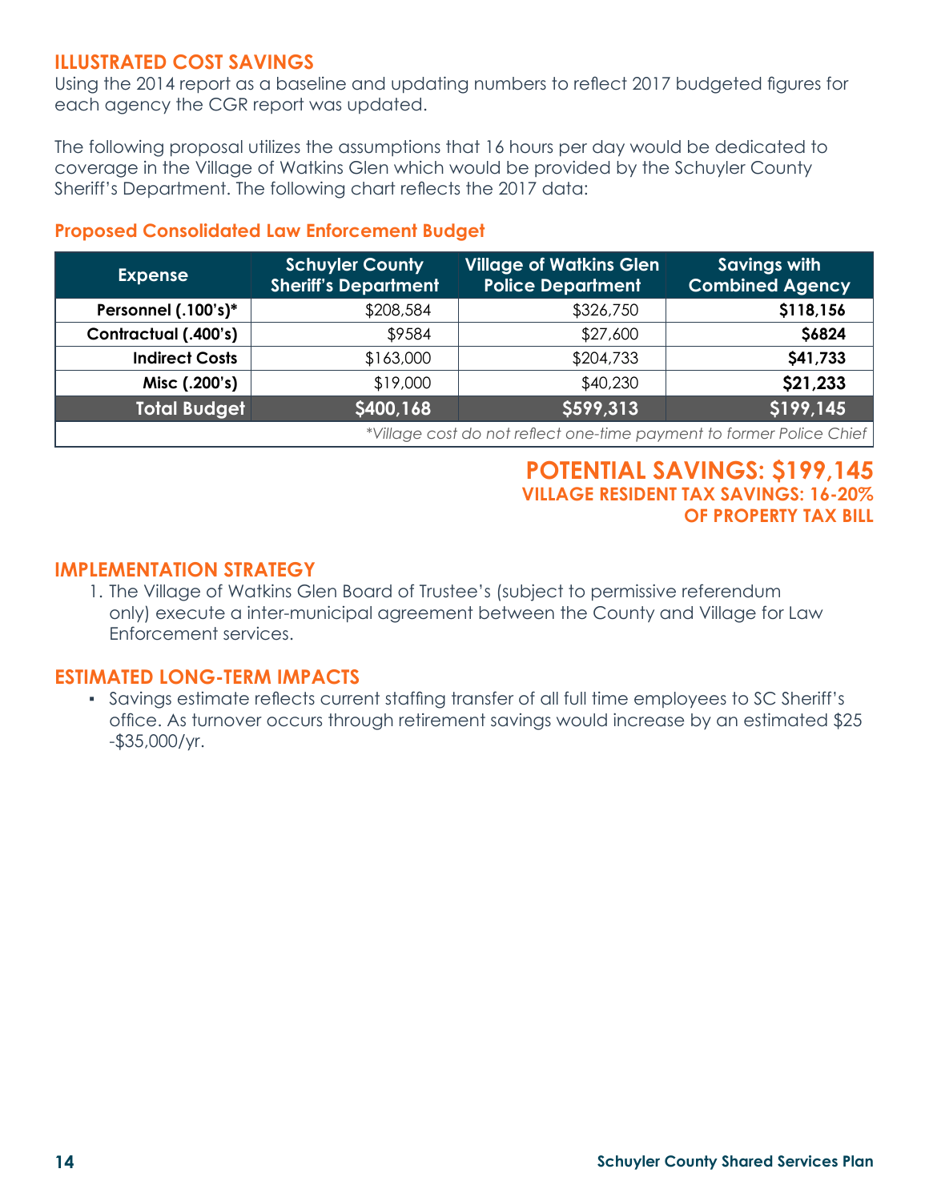## ILLUSTRATED COST SAVINGS

Using the 2014 report as a baseline and updating numbers to reflect 2017 budgeted figures for each agency the CGR report was updated.

The following proposal utilizes the assumptions that 16 hours per day would be dedicated to coverage in the Village of Watkins Glen which would be provided by the Schuyler County Sheriff's Department. The following chart reflects the 2017 data:

### Proposed Consolidated Law Enforcement Budget

| Expense | Schuyler County Sheriff's Department | Village of Watkins Glen Police Department | Savings with Combined Agency |
|---|---|---|---|
| **Personnel (.100's)*** | $208,584 | $326,750 | **$118,156** |
| **Contractual (.400's)** | $9584 | $27,600 | **$6824** |
| **Indirect Costs** | $163,000 | $204,733 | **$41,733** |
| **Misc (.200's)** | $19,000 | $40,230 | **$21,233** |
| **Total Budget** | **$400,168** | **$599,313** | **$199,145** |

*\*Village cost do not reflect one-time payment to former Police Chief*

**POTENTIAL SAVINGS: $199,145**
**VILLAGE RESIDENT TAX SAVINGS: 16-20% OF PROPERTY TAX BILL**

## IMPLEMENTATION STRATEGY

1. The Village of Watkins Glen Board of Trustee's (subject to permissive referendum only) execute a inter-municipal agreement between the County and Village for Law Enforcement services.

## ESTIMATED LONG-TERM IMPACTS

- Savings estimate reflects current staffing transfer of all full time employees to SC Sheriff's office. As turnover occurs through retirement savings would increase by an estimated $25 -$35,000/yr.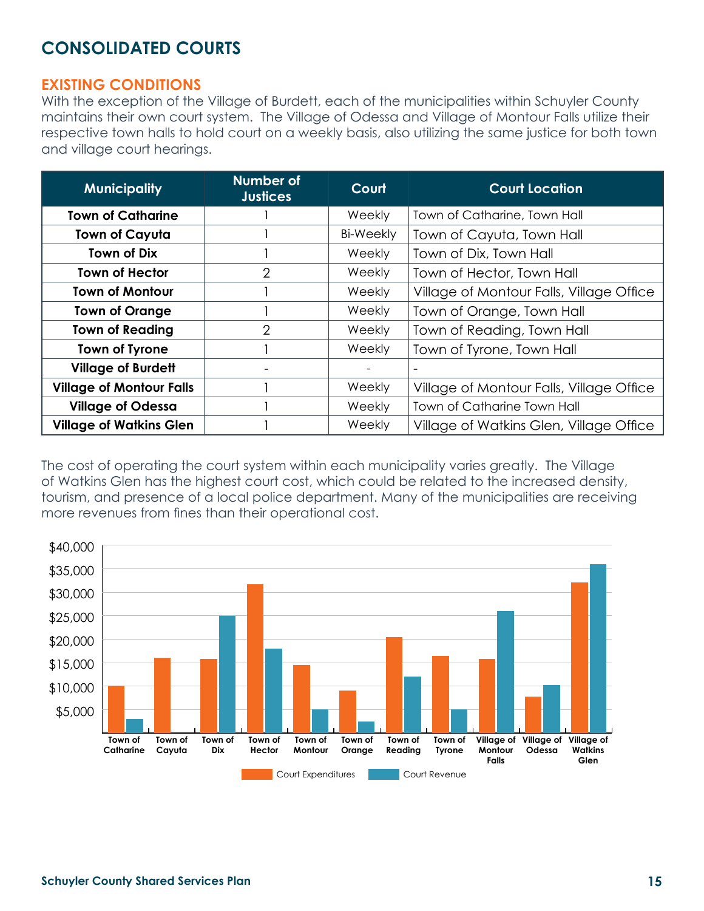# CONSOLIDATED COURTS

## EXISTING CONDITIONS

With the exception of the Village of Burdett, each of the municipalities within Schuyler County maintains their own court system. The Village of Odessa and Village of Montour Falls utilize their respective town halls to hold court on a weekly basis, also utilizing the same justice for both town and village court hearings.

| Municipality | Number of Justices | Court | Court Location |
|---|---|---|---|
| **Town of Catharine** | 1 | Weekly | Town of Catharine, Town Hall |
| **Town of Cayuta** | 1 | Bi-Weekly | Town of Cayuta, Town Hall |
| **Town of Dix** | 1 | Weekly | Town of Dix, Town Hall |
| **Town of Hector** | 2 | Weekly | Town of Hector, Town Hall |
| **Town of Montour** | 1 | Weekly | Village of Montour Falls, Village Office |
| **Town of Orange** | 1 | Weekly | Town of Orange, Town Hall |
| **Town of Reading** | 2 | Weekly | Town of Reading, Town Hall |
| **Town of Tyrone** | 1 | Weekly | Town of Tyrone, Town Hall |
| **Village of Burdett** | - | - | - |
| **Village of Montour Falls** | 1 | Weekly | Village of Montour Falls, Village Office |
| **Village of Odessa** | 1 | Weekly | Town of Catharine Town Hall |
| **Village of Watkins Glen** | 1 | Weekly | Village of Watkins Glen, Village Office |

The cost of operating the court system within each municipality varies greatly. The Village of Watkins Glen has the highest court cost, which could be related to the increased density, tourism, and presence of a local police department. Many of the municipalities are receiving more revenues from fines than their operational cost.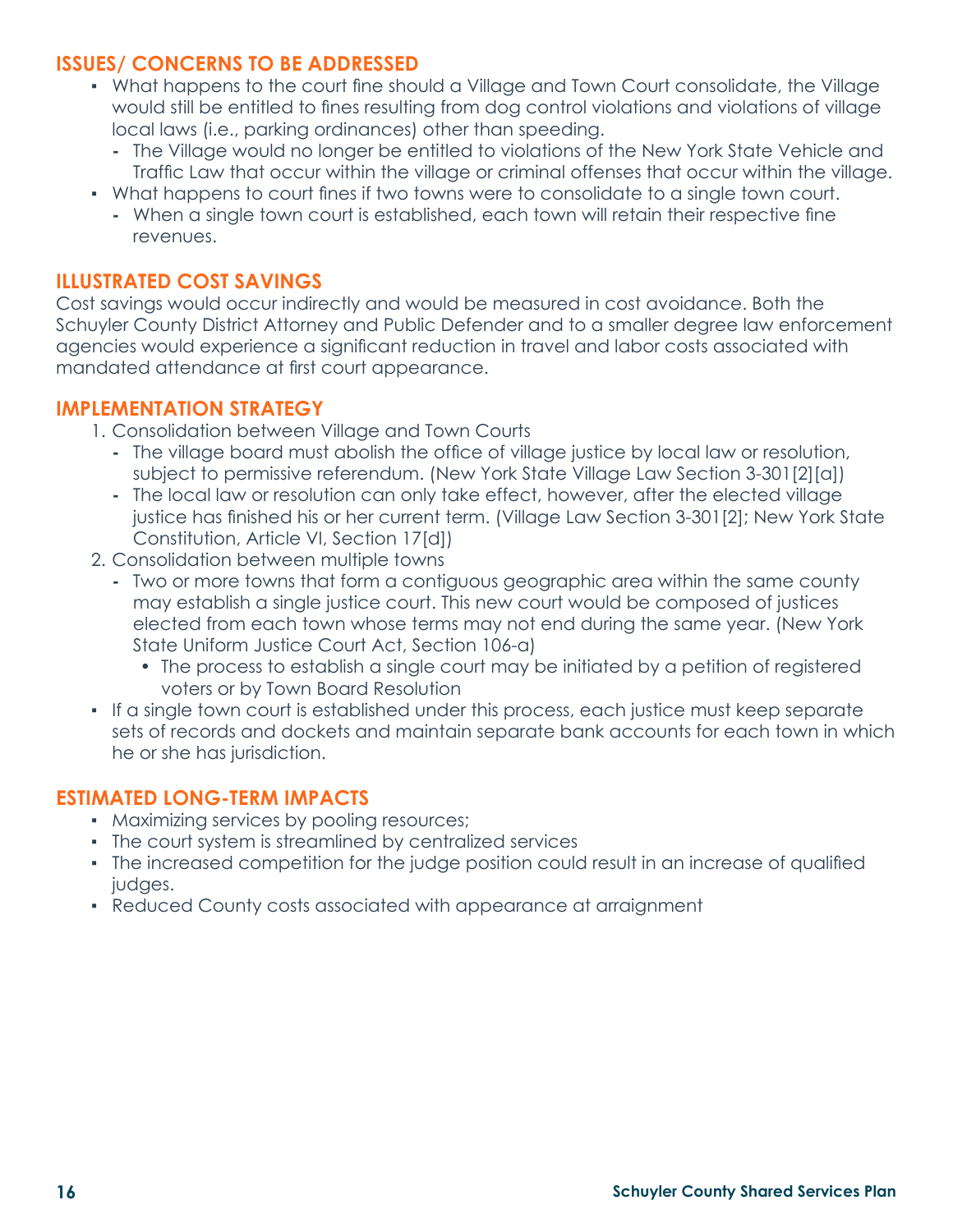## ISSUES/ CONCERNS TO BE ADDRESSED

- What happens to the court fine should a Village and Town Court consolidate, the Village would still be entitled to fines resulting from dog control violations and violations of village local laws (i.e., parking ordinances) other than speeding.
  - The Village would no longer be entitled to violations of the New York State Vehicle and Traffic Law that occur within the village or criminal offenses that occur within the village.
- What happens to court fines if two towns were to consolidate to a single town court.
  - When a single town court is established, each town will retain their respective fine revenues.

## ILLUSTRATED COST SAVINGS

Cost savings would occur indirectly and would be measured in cost avoidance. Both the Schuyler County District Attorney and Public Defender and to a smaller degree law enforcement agencies would experience a significant reduction in travel and labor costs associated with mandated attendance at first court appearance.

## IMPLEMENTATION STRATEGY

1. Consolidation between Village and Town Courts
   - The village board must abolish the office of village justice by local law or resolution, subject to permissive referendum. (New York State Village Law Section 3-301[2][a])
   - The local law or resolution can only take effect, however, after the elected village justice has finished his or her current term. (Village Law Section 3-301[2]; New York State Constitution, Article VI, Section 17[d])
2. Consolidation between multiple towns
   - Two or more towns that form a contiguous geographic area within the same county may establish a single justice court. This new court would be composed of justices elected from each town whose terms may not end during the same year. (New York State Uniform Justice Court Act, Section 106-a)
     - The process to establish a single court may be initiated by a petition of registered voters or by Town Board Resolution

- If a single town court is established under this process, each justice must keep separate sets of records and dockets and maintain separate bank accounts for each town in which he or she has jurisdiction.

## ESTIMATED LONG-TERM IMPACTS

- Maximizing services by pooling resources;
- The court system is streamlined by centralized services
- The increased competition for the judge position could result in an increase of qualified judges.
- Reduced County costs associated with appearance at arraignment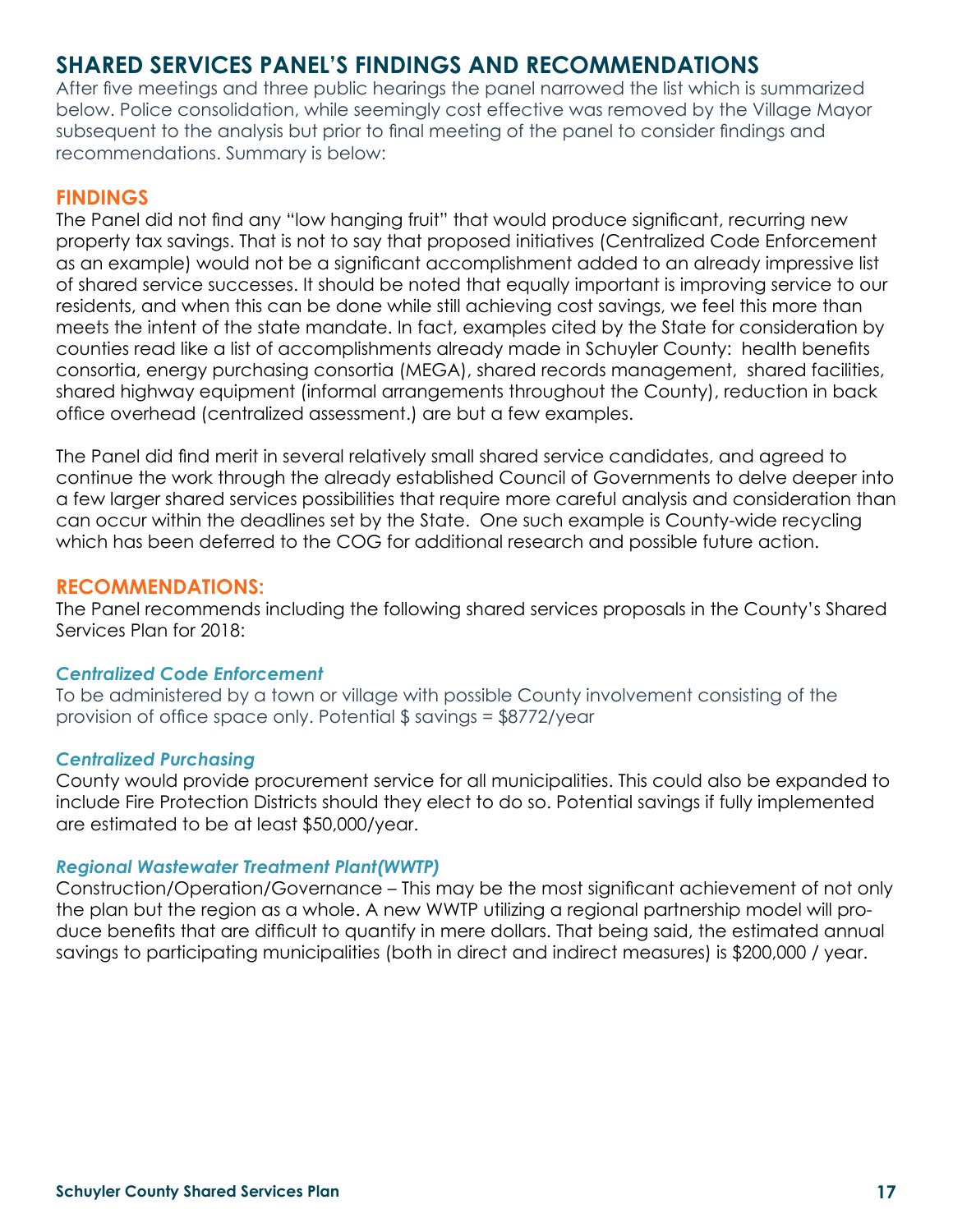## SHARED SERVICES PANEL'S FINDINGS AND RECOMMENDATIONS

After five meetings and three public hearings the panel narrowed the list which is summarized below. Police consolidation, while seemingly cost effective was removed by the Village Mayor subsequent to the analysis but prior to final meeting of the panel to consider findings and recommendations. Summary is below:

### FINDINGS

The Panel did not find any "low hanging fruit" that would produce significant, recurring new property tax savings. That is not to say that proposed initiatives (Centralized Code Enforcement as an example) would not be a significant accomplishment added to an already impressive list of shared service successes. It should be noted that equally important is improving service to our residents, and when this can be done while still achieving cost savings, we feel this more than meets the intent of the state mandate. In fact, examples cited by the State for consideration by counties read like a list of accomplishments already made in Schuyler County: health benefits consortia, energy purchasing consortia (MEGA), shared records management, shared facilities, shared highway equipment (informal arrangements throughout the County), reduction in back office overhead (centralized assessment.) are but a few examples.

The Panel did find merit in several relatively small shared service candidates, and agreed to continue the work through the already established Council of Governments to delve deeper into a few larger shared services possibilities that require more careful analysis and consideration than can occur within the deadlines set by the State. One such example is County-wide recycling which has been deferred to the COG for additional research and possible future action.

### RECOMMENDATIONS:

The Panel recommends including the following shared services proposals in the County's Shared Services Plan for 2018:

#### *Centralized Code Enforcement*

To be administered by a town or village with possible County involvement consisting of the provision of office space only. Potential $ savings = $8772/year

#### *Centralized Purchasing*

County would provide procurement service for all municipalities. This could also be expanded to include Fire Protection Districts should they elect to do so. Potential savings if fully implemented are estimated to be at least $50,000/year.

#### *Regional Wastewater Treatment Plant(WWTP)*

Construction/Operation/Governance – This may be the most significant achievement of not only the plan but the region as a whole. A new WWTP utilizing a regional partnership model will produce benefits that are difficult to quantify in mere dollars. That being said, the estimated annual savings to participating municipalities (both in direct and indirect measures) is $200,000 / year.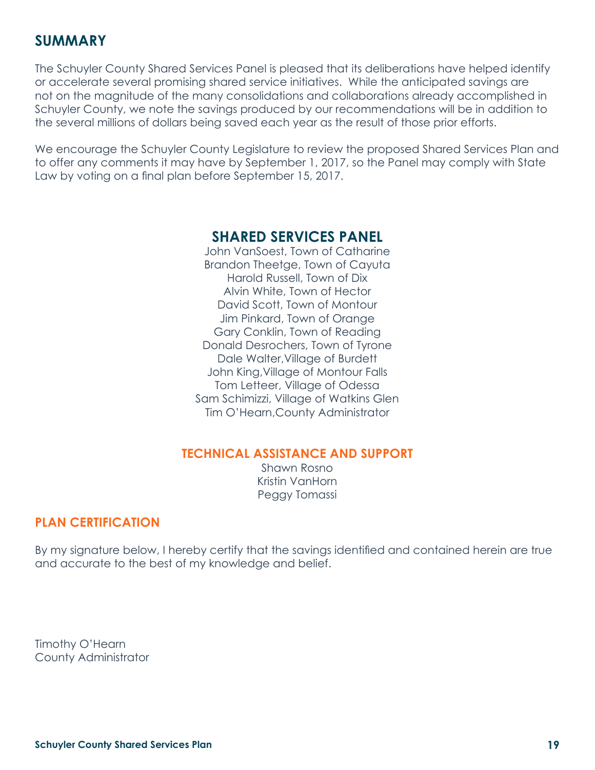## SUMMARY

The Schuyler County Shared Services Panel is pleased that its deliberations have helped identify or accelerate several promising shared service initiatives. While the anticipated savings are not on the magnitude of the many consolidations and collaborations already accomplished in Schuyler County, we note the savings produced by our recommendations will be in addition to the several millions of dollars being saved each year as the result of those prior efforts.

We encourage the Schuyler County Legislature to review the proposed Shared Services Plan and to offer any comments it may have by September 1, 2017, so the Panel may comply with State Law by voting on a final plan before September 15, 2017.

### SHARED SERVICES PANEL

John VanSoest, Town of Catharine
Brandon Theetge, Town of Cayuta
Harold Russell, Town of Dix
Alvin White, Town of Hector
David Scott, Town of Montour
Jim Pinkard, Town of Orange
Gary Conklin, Town of Reading
Donald Desrochers, Town of Tyrone
Dale Walter,Village of Burdett
John King,Village of Montour Falls
Tom Letteer, Village of Odessa
Sam Schimizzi, Village of Watkins Glen
Tim O'Hearn,County Administrator

### TECHNICAL ASSISTANCE AND SUPPORT

Shawn Rosno
Kristin VanHorn
Peggy Tomassi

### PLAN CERTIFICATION

By my signature below, I hereby certify that the savings identified and contained herein are true and accurate to the best of my knowledge and belief.

Timothy O'Hearn
County Administrator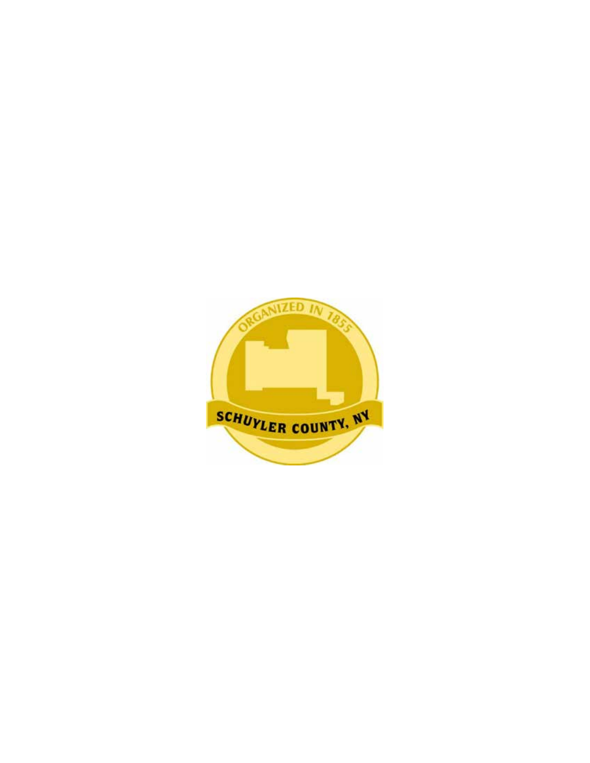ORGANIZED IN 1855

SCHUYLER COUNTY, NY